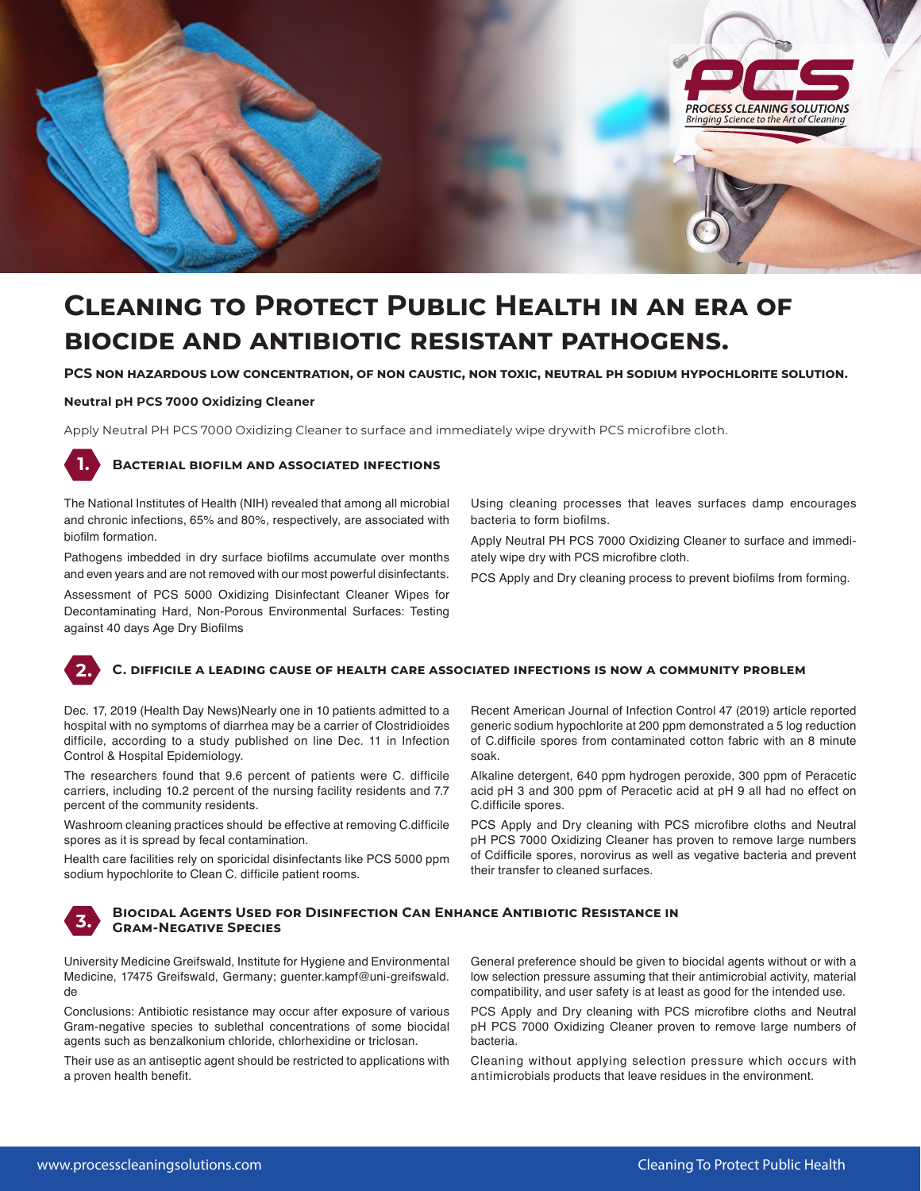# Cleaning to Protect Public Health in an era of biocide and antibiotic resistant pathogens.

**PCS non hazardous low concentration, of non caustic, non toxic, neutral pH sodium hypochlorite solution.**

**Neutral pH PCS 7000 Oxidizing Cleaner**

Apply Neutral PH PCS 7000 Oxidizing Cleaner to surface and immediately wipe drywith PCS microfibre cloth.

## 1. Bacterial biofilm and associated infections

The National Institutes of Health (NIH) revealed that among all microbial and chronic infections, 65% and 80%, respectively, are associated with biofilm formation.

Pathogens imbedded in dry surface biofilms accumulate over months and even years and are not removed with our most powerful disinfectants.

Assessment of PCS 5000 Oxidizing Disinfectant Cleaner Wipes for Decontaminating Hard, Non-Porous Environmental Surfaces: Testing against 40 days Age Dry Biofilms

Using cleaning processes that leaves surfaces damp encourages bacteria to form biofilms.

Apply Neutral PH PCS 7000 Oxidizing Cleaner to surface and immediately wipe dry with PCS microfibre cloth.

PCS Apply and Dry cleaning process to prevent biofilms from forming.

## 2. C. difficile a leading cause of health care associated infections is now a community problem

Dec. 17, 2019 (Health Day News)Nearly one in 10 patients admitted to a hospital with no symptoms of diarrhea may be a carrier of Clostridioides difficile, according to a study published on line Dec. 11 in Infection Control & Hospital Epidemiology.

The researchers found that 9.6 percent of patients were C. difficile carriers, including 10.2 percent of the nursing facility residents and 7.7 percent of the community residents.

Washroom cleaning practices should be effective at removing C.difficile spores as it is spread by fecal contamination.

Health care facilities rely on sporicidal disinfectants like PCS 5000 ppm sodium hypochlorite to Clean C. difficile patient rooms.

Recent American Journal of Infection Control 47 (2019) article reported generic sodium hypochlorite at 200 ppm demonstrated a 5 log reduction of C.difficile spores from contaminated cotton fabric with an 8 minute soak.

Alkaline detergent, 640 ppm hydrogen peroxide, 300 ppm of Peracetic acid pH 3 and 300 ppm of Peracetic acid at pH 9 all had no effect on C.difficile spores.

PCS Apply and Dry cleaning with PCS microfibre cloths and Neutral pH PCS 7000 Oxidizing Cleaner has proven to remove large numbers of Cdifficile spores, norovirus as well as vegative bacteria and prevent their transfer to cleaned surfaces.

## 3. Biocidal Agents Used for Disinfection Can Enhance Antibiotic Resistance in Gram-Negative Species

University Medicine Greifswald, Institute for Hygiene and Environmental Medicine, 17475 Greifswald, Germany; guenter.kampf@uni-greifswald.de

Conclusions: Antibiotic resistance may occur after exposure of various Gram-negative species to sublethal concentrations of some biocidal agents such as benzalkonium chloride, chlorhexidine or triclosan.

Their use as an antiseptic agent should be restricted to applications with a proven health benefit.

General preference should be given to biocidal agents without or with a low selection pressure assuming that their antimicrobial activity, material compatibility, and user safety is at least as good for the intended use.

PCS Apply and Dry cleaning with PCS microfibre cloths and Neutral pH PCS 7000 Oxidizing Cleaner proven to remove large numbers of bacteria.

Cleaning without applying selection pressure which occurs with antimicrobials products that leave residues in the environment.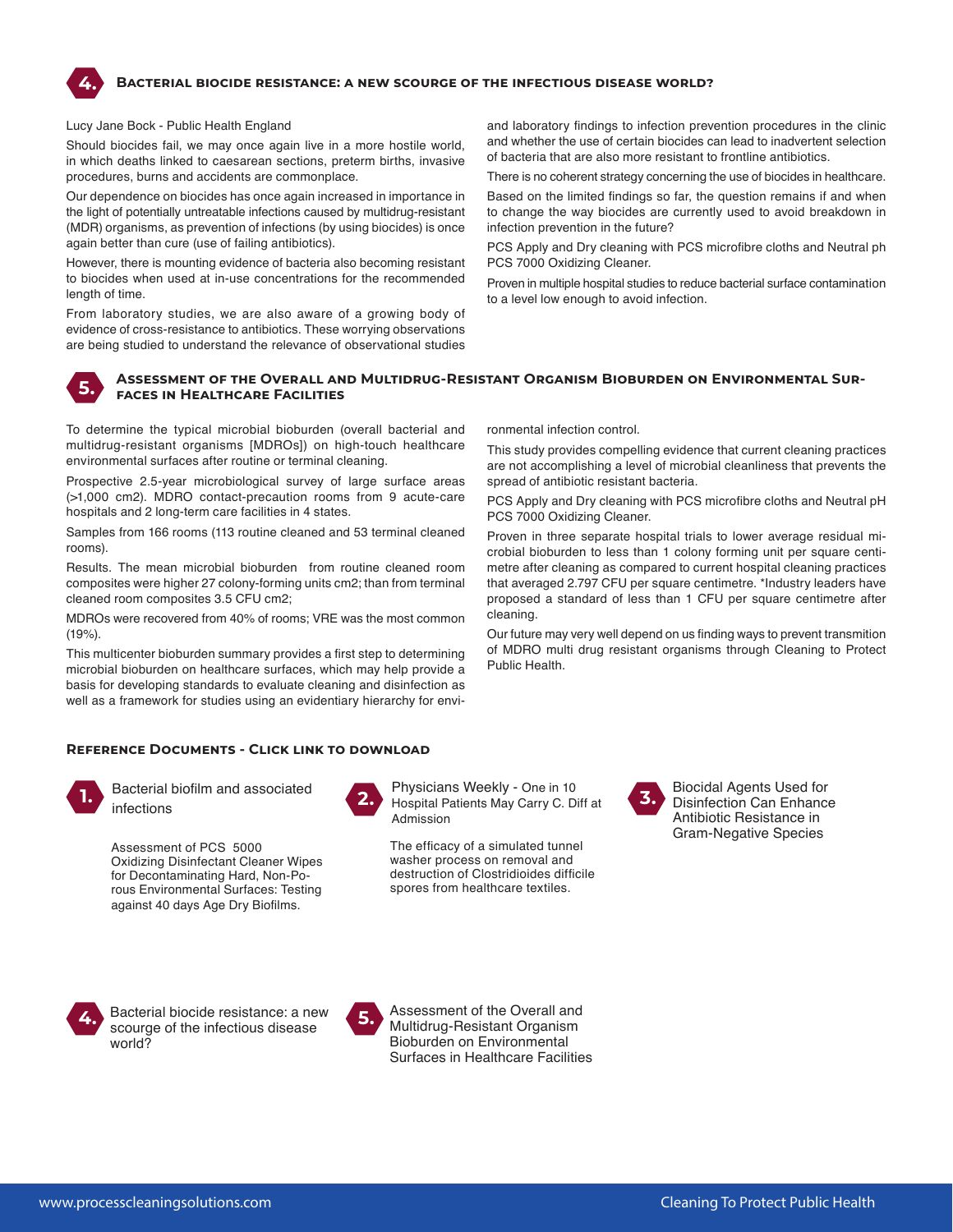## 4. Bacterial biocide resistance: a new scourge of the infectious disease world?

Lucy Jane Bock - Public Health England

Should biocides fail, we may once again live in a more hostile world, in which deaths linked to caesarean sections, preterm births, invasive procedures, burns and accidents are commonplace.

Our dependence on biocides has once again increased in importance in the light of potentially untreatable infections caused by multidrug-resistant (MDR) organisms, as prevention of infections (by using biocides) is once again better than cure (use of failing antibiotics).

However, there is mounting evidence of bacteria also becoming resistant to biocides when used at in-use concentrations for the recommended length of time.

From laboratory studies, we are also aware of a growing body of evidence of cross-resistance to antibiotics. These worrying observations are being studied to understand the relevance of observational studies and laboratory findings to infection prevention procedures in the clinic and whether the use of certain biocides can lead to inadvertent selection of bacteria that are also more resistant to frontline antibiotics.

There is no coherent strategy concerning the use of biocides in healthcare.

Based on the limited findings so far, the question remains if and when to change the way biocides are currently used to avoid breakdown in infection prevention in the future?

PCS Apply and Dry cleaning with PCS microfibre cloths and Neutral ph PCS 7000 Oxidizing Cleaner.

Proven in multiple hospital studies to reduce bacterial surface contamination to a level low enough to avoid infection.

## 5. Assessment of the Overall and Multidrug-Resistant Organism Bioburden on Environmental Surfaces in Healthcare Facilities

To determine the typical microbial bioburden (overall bacterial and multidrug-resistant organisms [MDROs]) on high-touch healthcare environmental surfaces after routine or terminal cleaning.

Prospective 2.5-year microbiological survey of large surface areas (>1,000 cm2). MDRO contact-precaution rooms from 9 acute-care hospitals and 2 long-term care facilities in 4 states.

Samples from 166 rooms (113 routine cleaned and 53 terminal cleaned rooms).

Results. The mean microbial bioburden from routine cleaned room composites were higher 27 colony-forming units cm2; than from terminal cleaned room composites 3.5 CFU cm2;

MDROs were recovered from 40% of rooms; VRE was the most common (19%).

This multicenter bioburden summary provides a first step to determining microbial bioburden on healthcare surfaces, which may help provide a basis for developing standards to evaluate cleaning and disinfection as well as a framework for studies using an evidentiary hierarchy for environmental infection control.

This study provides compelling evidence that current cleaning practices are not accomplishing a level of microbial cleanliness that prevents the spread of antibiotic resistant bacteria.

PCS Apply and Dry cleaning with PCS microfibre cloths and Neutral pH PCS 7000 Oxidizing Cleaner.

Proven in three separate hospital trials to lower average residual microbial bioburden to less than 1 colony forming unit per square centimetre after cleaning as compared to current hospital cleaning practices that averaged 2.797 CFU per square centimetre. *Industry leaders have proposed a standard of less than 1 CFU per square centimetre after cleaning.

Our future may very well depend on us finding ways to prevent transmition of MDRO multi drug resistant organisms through Cleaning to Protect Public Health.

## Reference Documents - Click link to download

1. Bacterial biofilm and associated infections

   Assessment of PCS 5000 Oxidizing Disinfectant Cleaner Wipes for Decontaminating Hard, Non-Porous Environmental Surfaces: Testing against 40 days Age Dry Biofilms.

2. Physicians Weekly - One in 10 Hospital Patients May Carry C. Diff at Admission

   The efficacy of a simulated tunnel washer process on removal and destruction of Clostridioides difficile spores from healthcare textiles.

3. Biocidal Agents Used for Disinfection Can Enhance Antibiotic Resistance in Gram-Negative Species

4. Bacterial biocide resistance: a new scourge of the infectious disease world?

5. Assessment of the Overall and Multidrug-Resistant Organism Bioburden on Environmental Surfaces in Healthcare Facilities

www.processcleaningsolutions.com

Cleaning To Protect Public Health